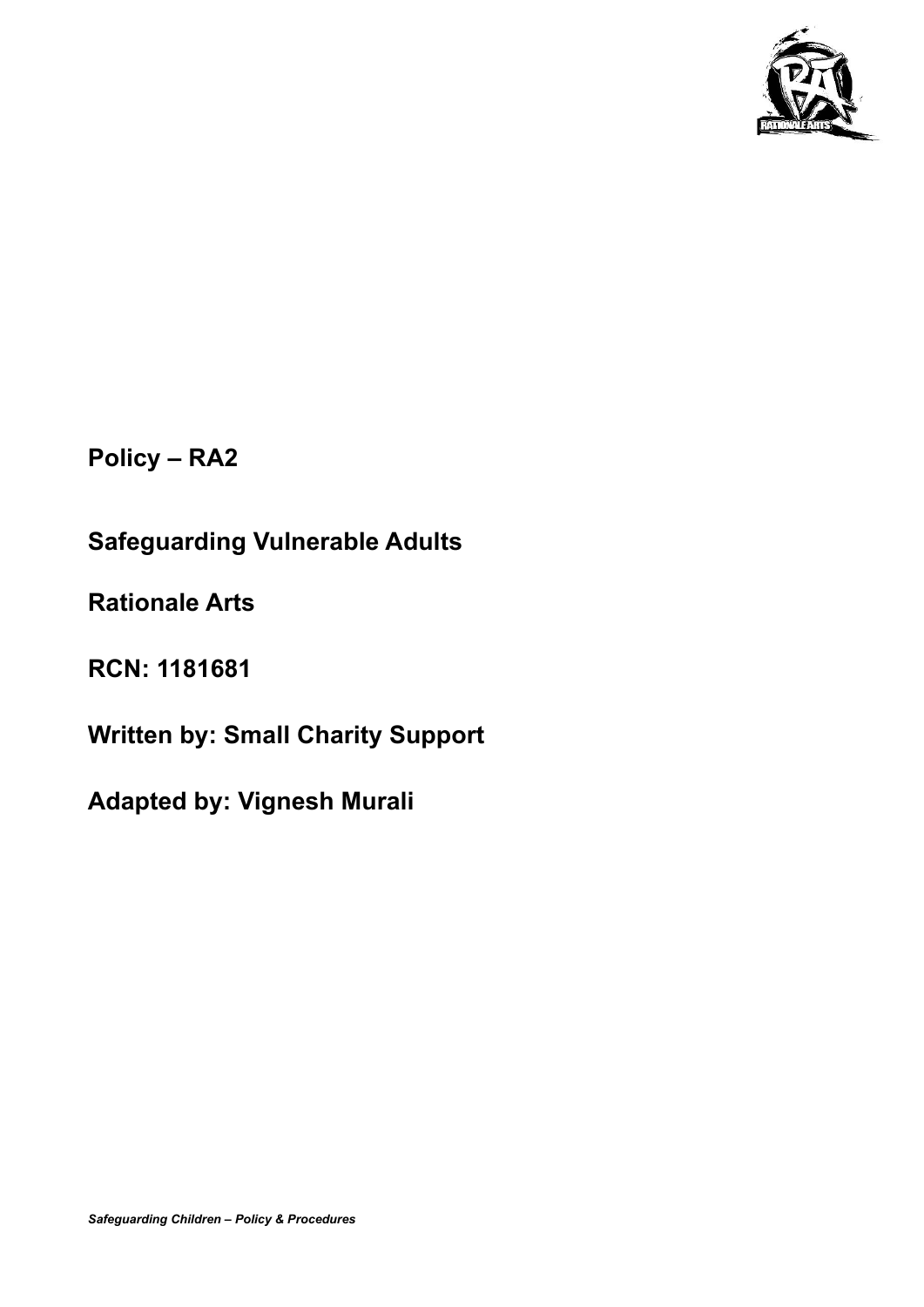**Policy – RA2**

**Safeguarding Vulnerable Adults**

**Rationale Arts**

**RCN: 1181681**

**Written by: Small Charity Support**

**Adapted by: Vignesh Murali**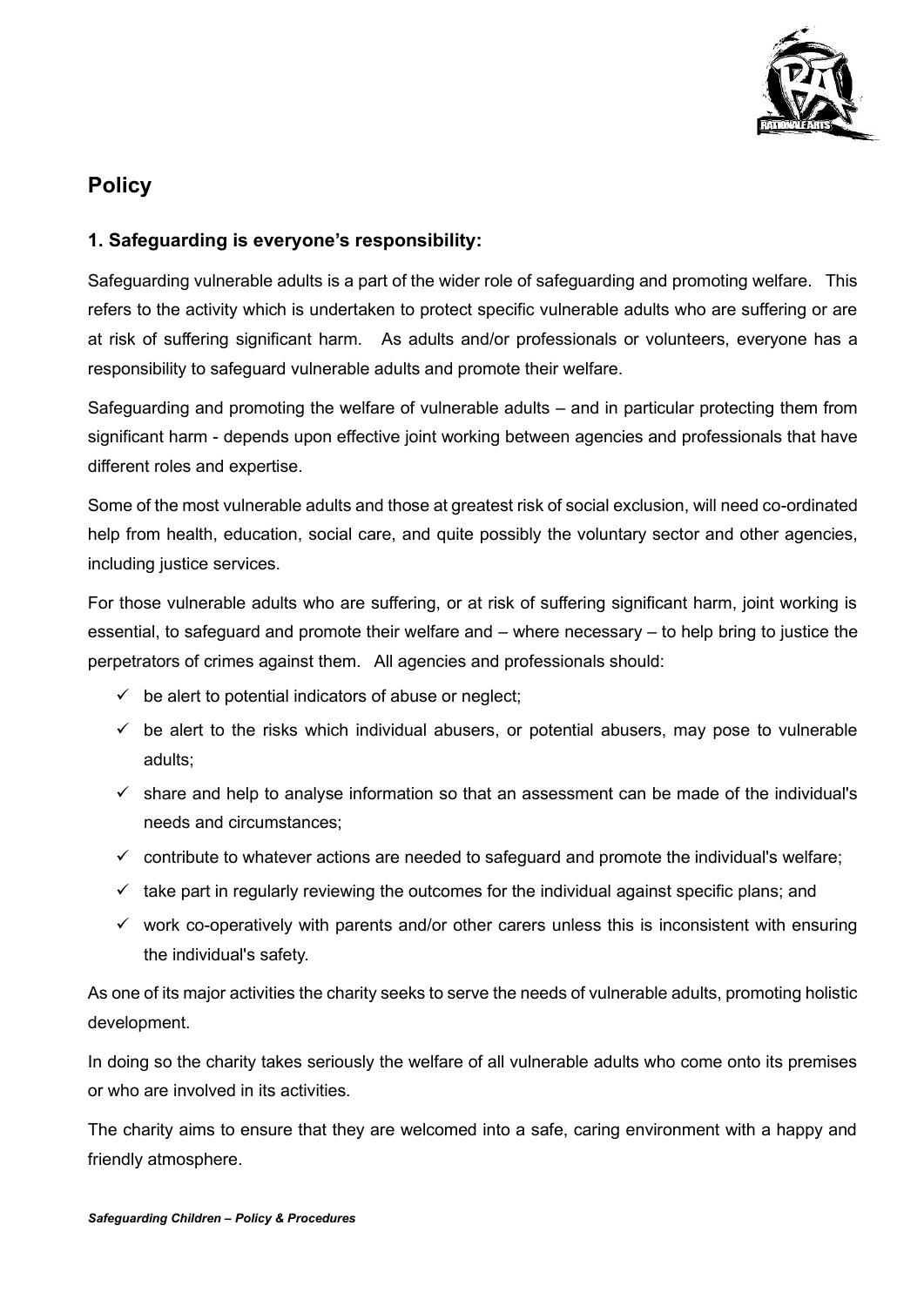## Policy

### 1. Safeguarding is everyone's responsibility:

Safeguarding vulnerable adults is a part of the wider role of safeguarding and promoting welfare. This refers to the activity which is undertaken to protect specific vulnerable adults who are suffering or are at risk of suffering significant harm. As adults and/or professionals or volunteers, everyone has a responsibility to safeguard vulnerable adults and promote their welfare.

Safeguarding and promoting the welfare of vulnerable adults – and in particular protecting them from significant harm - depends upon effective joint working between agencies and professionals that have different roles and expertise.

Some of the most vulnerable adults and those at greatest risk of social exclusion, will need co-ordinated help from health, education, social care, and quite possibly the voluntary sector and other agencies, including justice services.

For those vulnerable adults who are suffering, or at risk of suffering significant harm, joint working is essential, to safeguard and promote their welfare and – where necessary – to help bring to justice the perpetrators of crimes against them. All agencies and professionals should:

- ✓ be alert to potential indicators of abuse or neglect;
- ✓ be alert to the risks which individual abusers, or potential abusers, may pose to vulnerable adults;
- ✓ share and help to analyse information so that an assessment can be made of the individual's needs and circumstances;
- ✓ contribute to whatever actions are needed to safeguard and promote the individual's welfare;
- ✓ take part in regularly reviewing the outcomes for the individual against specific plans; and
- ✓ work co-operatively with parents and/or other carers unless this is inconsistent with ensuring the individual's safety.

As one of its major activities the charity seeks to serve the needs of vulnerable adults, promoting holistic development.

In doing so the charity takes seriously the welfare of all vulnerable adults who come onto its premises or who are involved in its activities.

The charity aims to ensure that they are welcomed into a safe, caring environment with a happy and friendly atmosphere.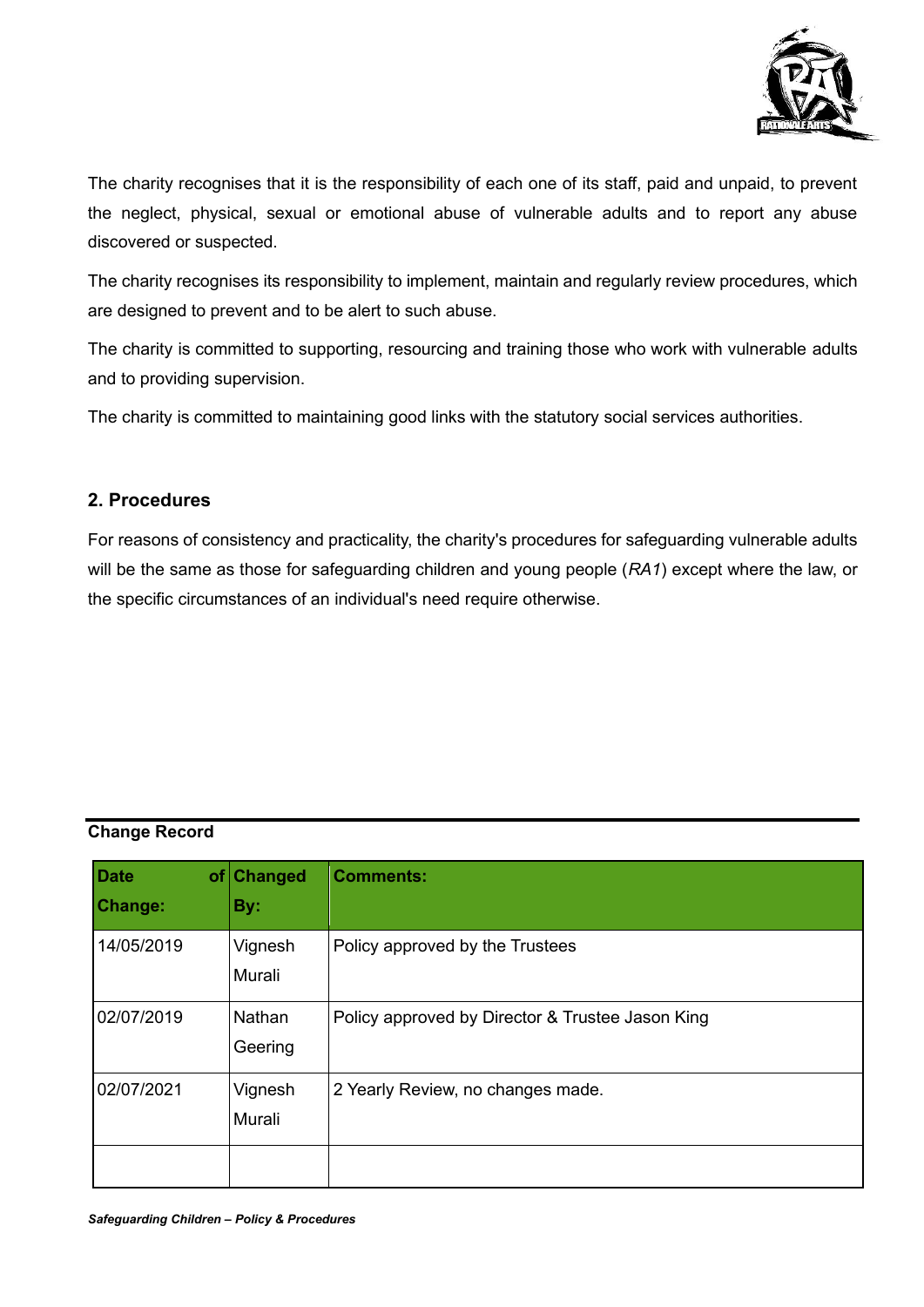The charity recognises that it is the responsibility of each one of its staff, paid and unpaid, to prevent the neglect, physical, sexual or emotional abuse of vulnerable adults and to report any abuse discovered or suspected.

The charity recognises its responsibility to implement, maintain and regularly review procedures, which are designed to prevent and to be alert to such abuse.

The charity is committed to supporting, resourcing and training those who work with vulnerable adults and to providing supervision.

The charity is committed to maintaining good links with the statutory social services authorities.

## 2. Procedures

For reasons of consistency and practicality, the charity's procedures for safeguarding vulnerable adults will be the same as those for safeguarding children and young people (*RA1*) except where the law, or the specific circumstances of an individual's need require otherwise.

**Change Record**

| Date of Change: | Changed By: | Comments: |
| --- | --- | --- |
| 14/05/2019 | Vignesh Murali | Policy approved by the Trustees |
| 02/07/2019 | Nathan Geering | Policy approved by Director & Trustee Jason King |
| 02/07/2021 | Vignesh Murali | 2 Yearly Review, no changes made. |
| | | |